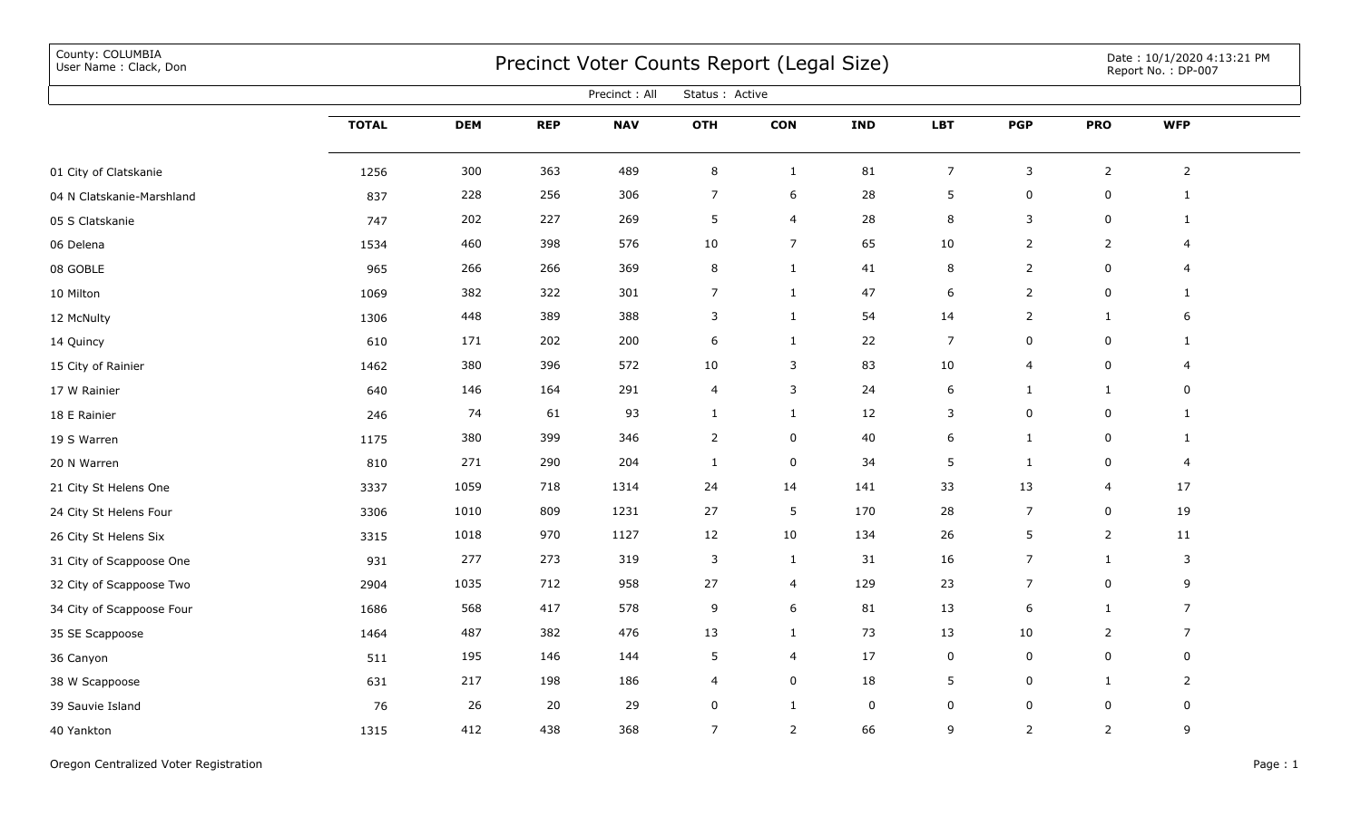County: COLUMBIA
User Name : Clack, Don

# Precinct Voter Counts Report (Legal Size)

Date : 10/1/2020 4:13:21 PM
Report No. : DP-007

Precinct : All Status : Active

| | TOTAL | DEM | REP | NAV | OTH | CON | IND | LBT | PGP | PRO | WFP |
|---|---|---|---|---|---|---|---|---|---|---|---|
| 01 City of Clatskanie | 1256 | 300 | 363 | 489 | 8 | 1 | 81 | 7 | 3 | 2 | 2 |
| 04 N Clatskanie-Marshland | 837 | 228 | 256 | 306 | 7 | 6 | 28 | 5 | 0 | 0 | 1 |
| 05 S Clatskanie | 747 | 202 | 227 | 269 | 5 | 4 | 28 | 8 | 3 | 0 | 1 |
| 06 Delena | 1534 | 460 | 398 | 576 | 10 | 7 | 65 | 10 | 2 | 2 | 4 |
| 08 GOBLE | 965 | 266 | 266 | 369 | 8 | 1 | 41 | 8 | 2 | 0 | 4 |
| 10 Milton | 1069 | 382 | 322 | 301 | 7 | 1 | 47 | 6 | 2 | 0 | 1 |
| 12 McNulty | 1306 | 448 | 389 | 388 | 3 | 1 | 54 | 14 | 2 | 1 | 6 |
| 14 Quincy | 610 | 171 | 202 | 200 | 6 | 1 | 22 | 7 | 0 | 0 | 1 |
| 15 City of Rainier | 1462 | 380 | 396 | 572 | 10 | 3 | 83 | 10 | 4 | 0 | 4 |
| 17 W Rainier | 640 | 146 | 164 | 291 | 4 | 3 | 24 | 6 | 1 | 1 | 0 |
| 18 E Rainier | 246 | 74 | 61 | 93 | 1 | 1 | 12 | 3 | 0 | 0 | 1 |
| 19 S Warren | 1175 | 380 | 399 | 346 | 2 | 0 | 40 | 6 | 1 | 0 | 1 |
| 20 N Warren | 810 | 271 | 290 | 204 | 1 | 0 | 34 | 5 | 1 | 0 | 4 |
| 21 City St Helens One | 3337 | 1059 | 718 | 1314 | 24 | 14 | 141 | 33 | 13 | 4 | 17 |
| 24 City St Helens Four | 3306 | 1010 | 809 | 1231 | 27 | 5 | 170 | 28 | 7 | 0 | 19 |
| 26 City St Helens Six | 3315 | 1018 | 970 | 1127 | 12 | 10 | 134 | 26 | 5 | 2 | 11 |
| 31 City of Scappoose One | 931 | 277 | 273 | 319 | 3 | 1 | 31 | 16 | 7 | 1 | 3 |
| 32 City of Scappoose Two | 2904 | 1035 | 712 | 958 | 27 | 4 | 129 | 23 | 7 | 0 | 9 |
| 34 City of Scappoose Four | 1686 | 568 | 417 | 578 | 9 | 6 | 81 | 13 | 6 | 1 | 7 |
| 35 SE Scappoose | 1464 | 487 | 382 | 476 | 13 | 1 | 73 | 13 | 10 | 2 | 7 |
| 36 Canyon | 511 | 195 | 146 | 144 | 5 | 4 | 17 | 0 | 0 | 0 | 0 |
| 38 W Scappoose | 631 | 217 | 198 | 186 | 4 | 0 | 18 | 5 | 0 | 1 | 2 |
| 39 Sauvie Island | 76 | 26 | 20 | 29 | 0 | 1 | 0 | 0 | 0 | 0 | 0 |
| 40 Yankton | 1315 | 412 | 438 | 368 | 7 | 2 | 66 | 9 | 2 | 2 | 9 |

Oregon Centralized Voter Registration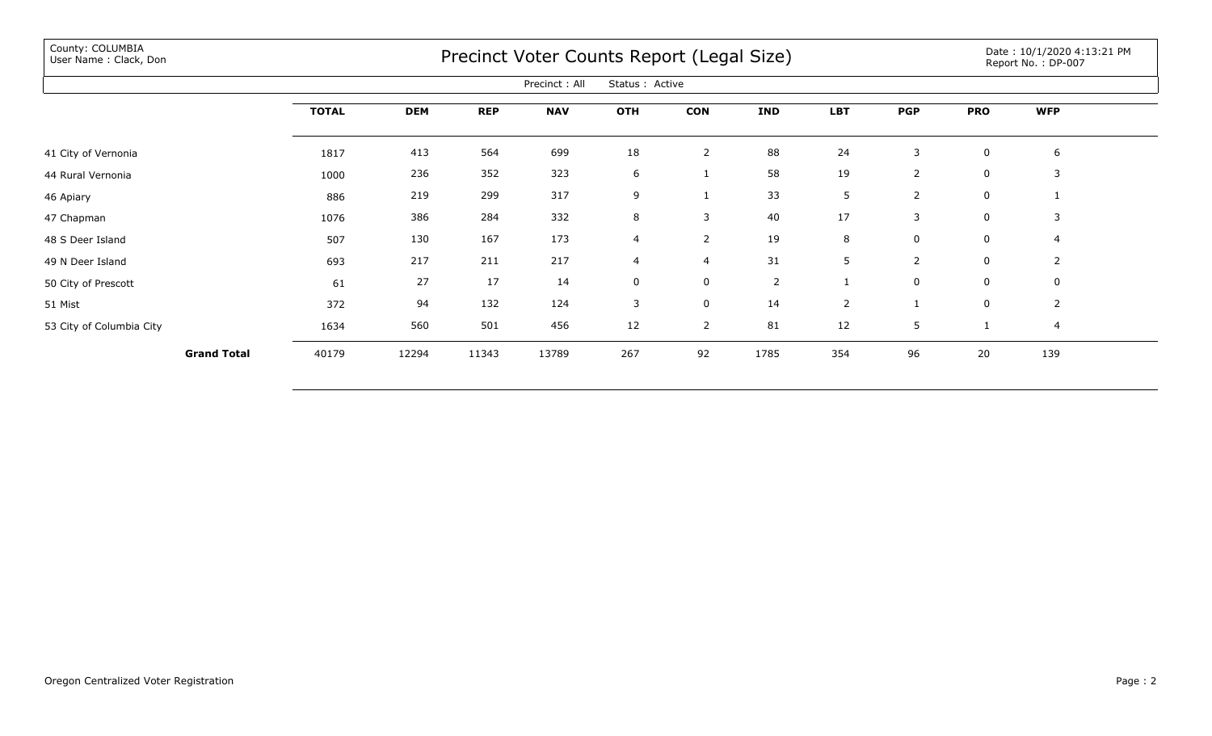County: COLUMBIA
User Name : Clack, Don

# Precinct Voter Counts Report (Legal Size)

Date : 10/1/2020 4:13:21 PM
Report No. : DP-007

Precinct : All Status : Active

| | TOTAL | DEM | REP | NAV | OTH | CON | IND | LBT | PGP | PRO | WFP |
|---|---|---|---|---|---|---|---|---|---|---|---|
| 41 City of Vernonia | 1817 | 413 | 564 | 699 | 18 | 2 | 88 | 24 | 3 | 0 | 6 |
| 44 Rural Vernonia | 1000 | 236 | 352 | 323 | 6 | 1 | 58 | 19 | 2 | 0 | 3 |
| 46 Apiary | 886 | 219 | 299 | 317 | 9 | 1 | 33 | 5 | 2 | 0 | 1 |
| 47 Chapman | 1076 | 386 | 284 | 332 | 8 | 3 | 40 | 17 | 3 | 0 | 3 |
| 48 S Deer Island | 507 | 130 | 167 | 173 | 4 | 2 | 19 | 8 | 0 | 0 | 4 |
| 49 N Deer Island | 693 | 217 | 211 | 217 | 4 | 4 | 31 | 5 | 2 | 0 | 2 |
| 50 City of Prescott | 61 | 27 | 17 | 14 | 0 | 0 | 2 | 1 | 0 | 0 | 0 |
| 51 Mist | 372 | 94 | 132 | 124 | 3 | 0 | 14 | 2 | 1 | 0 | 2 |
| 53 City of Columbia City | 1634 | 560 | 501 | 456 | 12 | 2 | 81 | 12 | 5 | 1 | 4 |
| **Grand Total** | 40179 | 12294 | 11343 | 13789 | 267 | 92 | 1785 | 354 | 96 | 20 | 139 |

Oregon Centralized Voter Registration